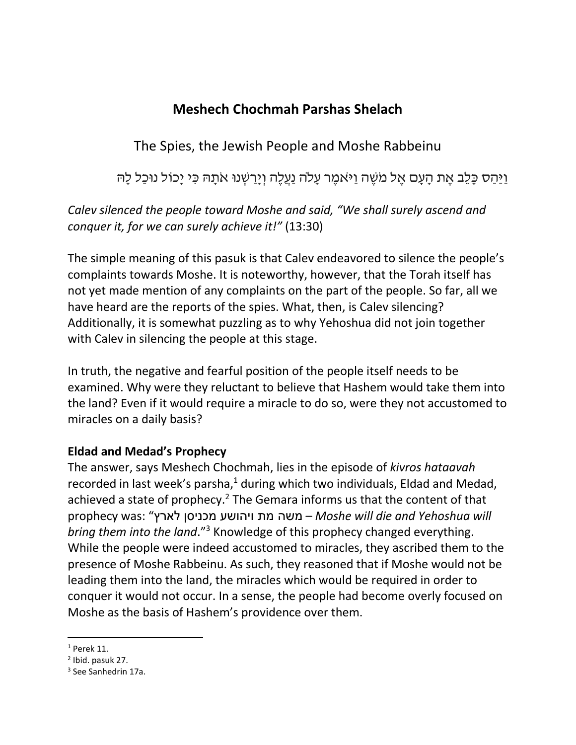# Meshech Chochmah Parshas Shelach

## The Spies, the Jewish People and Moshe Rabbeinu

וַיַּהַס כָּלֵב אֶת הָעָם אֶל מֹשֶׁה וַיֹּאמֶר עָלֹה נַעֲלֶה וְיָרַשְׁנוּ אֹתָהּ כִּי יָכוֹל נוּכַל לָהּ

*Calev silenced the people toward Moshe and said, "We shall surely ascend and conquer it, for we can surely achieve it!"* (13:30)

The simple meaning of this pasuk is that Calev endeavored to silence the people's complaints towards Moshe. It is noteworthy, however, that the Torah itself has not yet made mention of any complaints on the part of the people. So far, all we have heard are the reports of the spies. What, then, is Calev silencing? Additionally, it is somewhat puzzling as to why Yehoshua did not join together with Calev in silencing the people at this stage.

In truth, the negative and fearful position of the people itself needs to be examined. Why were they reluctant to believe that Hashem would take them into the land? Even if it would require a miracle to do so, were they not accustomed to miracles on a daily basis?

**Eldad and Medad's Prophecy**

The answer, says Meshech Chochmah, lies in the episode of *kivros hataavah* recorded in last week's parsha,[1] during which two individuals, Eldad and Medad, achieved a state of prophecy.[2] The Gemara informs us that the content of that prophecy was: "משה מת ויהושע מכניסן לארץ – *Moshe will die and Yehoshua will bring them into the land*."[3] Knowledge of this prophecy changed everything. While the people were indeed accustomed to miracles, they ascribed them to the presence of Moshe Rabbeinu. As such, they reasoned that if Moshe would not be leading them into the land, the miracles which would be required in order to conquer it would not occur. In a sense, the people had become overly focused on Moshe as the basis of Hashem's providence over them.

---

[1] Perek 11.

[2] Ibid. pasuk 27.

[3] See Sanhedrin 17a.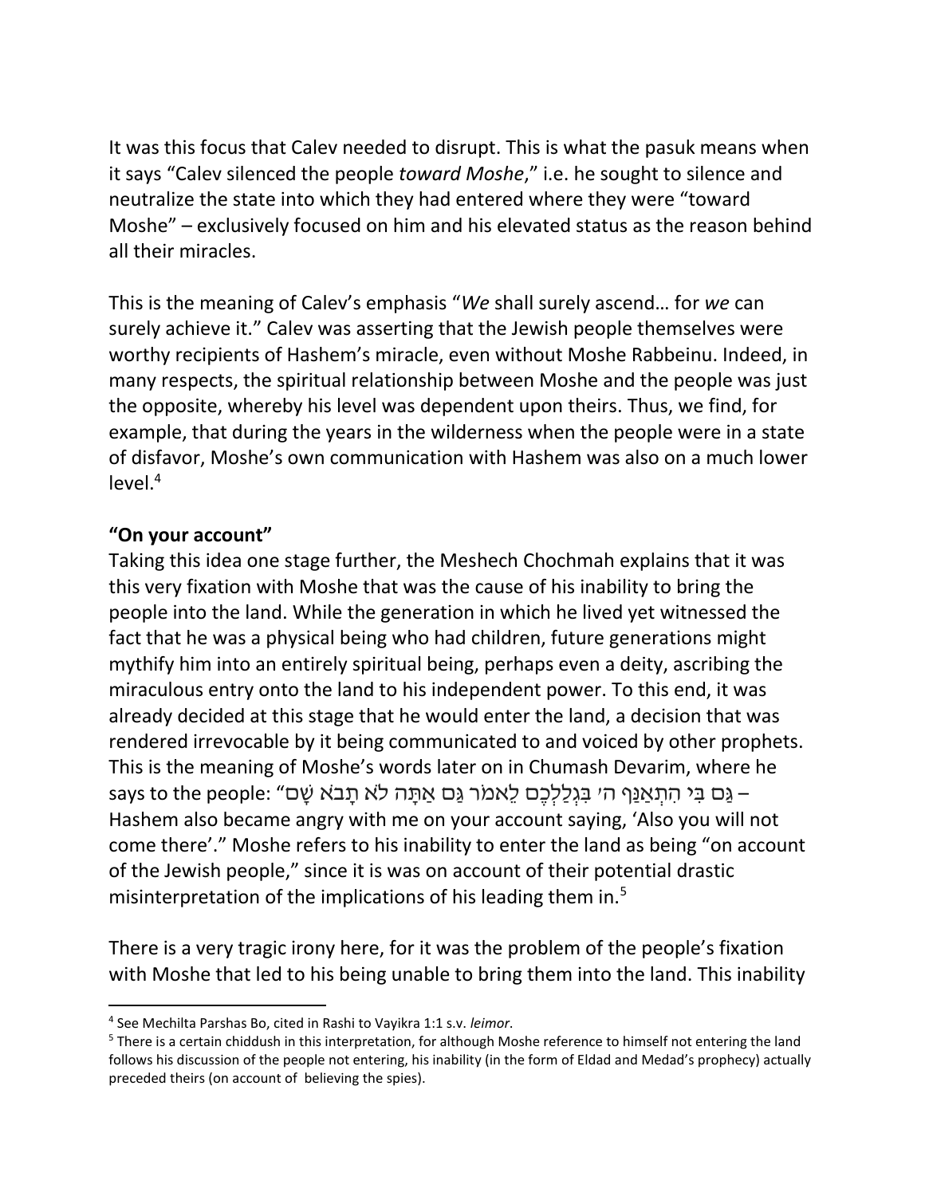It was this focus that Calev needed to disrupt. This is what the pasuk means when it says "Calev silenced the people *toward Moshe*," i.e. he sought to silence and neutralize the state into which they had entered where they were "toward Moshe" – exclusively focused on him and his elevated status as the reason behind all their miracles.

This is the meaning of Calev's emphasis "*We* shall surely ascend… for *we* can surely achieve it." Calev was asserting that the Jewish people themselves were worthy recipients of Hashem's miracle, even without Moshe Rabbeinu. Indeed, in many respects, the spiritual relationship between Moshe and the people was just the opposite, whereby his level was dependent upon theirs. Thus, we find, for example, that during the years in the wilderness when the people were in a state of disfavor, Moshe's own communication with Hashem was also on a much lower level.[4]

**"On your account"**

Taking this idea one stage further, the Meshech Chochmah explains that it was this very fixation with Moshe that was the cause of his inability to bring the people into the land. While the generation in which he lived yet witnessed the fact that he was a physical being who had children, future generations might mythify him into an entirely spiritual being, perhaps even a deity, ascribing the miraculous entry onto the land to his independent power. To this end, it was already decided at this stage that he would enter the land, a decision that was rendered irrevocable by it being communicated to and voiced by other prophets. This is the meaning of Moshe's words later on in Chumash Devarim, where he says to the people: "גַּם בִּי הִתְאַנַּף ה׳ בִּגְלַלְכֶם לֵאמֹר גַּם אַתָּה לֹא תָבֹא שָׁם – Hashem also became angry with me on your account saying, 'Also you will not come there'." Moshe refers to his inability to enter the land as being "on account of the Jewish people," since it is was on account of their potential drastic misinterpretation of the implications of his leading them in.[5]

There is a very tragic irony here, for it was the problem of the people's fixation with Moshe that led to his being unable to bring them into the land. This inability

---

[4] See Mechilta Parshas Bo, cited in Rashi to Vayikra 1:1 s.v. *leimor*.

[5] There is a certain chiddush in this interpretation, for although Moshe reference to himself not entering the land follows his discussion of the people not entering, his inability (in the form of Eldad and Medad's prophecy) actually preceded theirs (on account of believing the spies).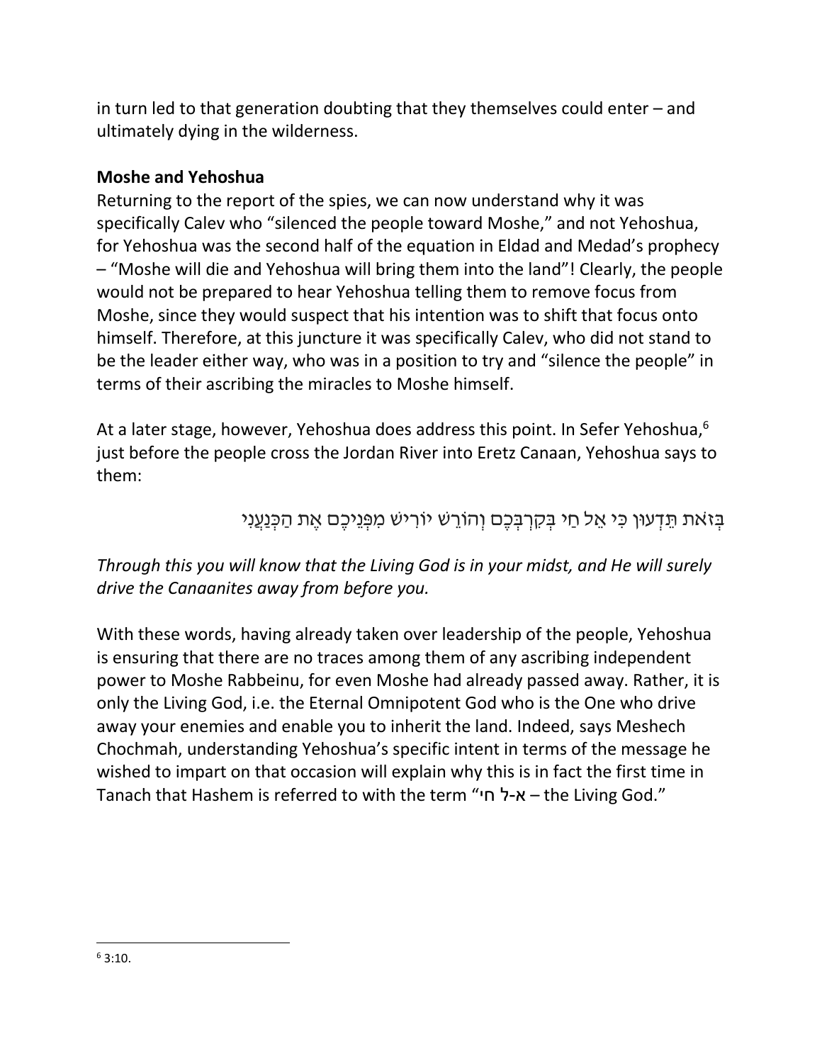in turn led to that generation doubting that they themselves could enter – and ultimately dying in the wilderness.

**Moshe and Yehoshua**

Returning to the report of the spies, we can now understand why it was specifically Calev who "silenced the people toward Moshe," and not Yehoshua, for Yehoshua was the second half of the equation in Eldad and Medad's prophecy – "Moshe will die and Yehoshua will bring them into the land"! Clearly, the people would not be prepared to hear Yehoshua telling them to remove focus from Moshe, since they would suspect that his intention was to shift that focus onto himself. Therefore, at this juncture it was specifically Calev, who did not stand to be the leader either way, who was in a position to try and "silence the people" in terms of their ascribing the miracles to Moshe himself.

At a later stage, however, Yehoshua does address this point. In Sefer Yehoshua,[6] just before the people cross the Jordan River into Eretz Canaan, Yehoshua says to them:

בְּזֹאת תֵּדְעוּן כִּי אֵל חַי בְּקִרְבְּכֶם וְהוֹרֵשׁ יוֹרִישׁ מִפְּנֵיכֶם אֶת הַכְּנַעֲנִי

*Through this you will know that the Living God is in your midst, and He will surely drive the Canaanites away from before you.*

With these words, having already taken over leadership of the people, Yehoshua is ensuring that there are no traces among them of any ascribing independent power to Moshe Rabbeinu, for even Moshe had already passed away. Rather, it is only the Living God, i.e. the Eternal Omnipotent God who is the One who drive away your enemies and enable you to inherit the land. Indeed, says Meshech Chochmah, understanding Yehoshua's specific intent in terms of the message he wished to impart on that occasion will explain why this is in fact the first time in Tanach that Hashem is referred to with the term "א-ל חי – the Living God."

---

[6] 3:10.